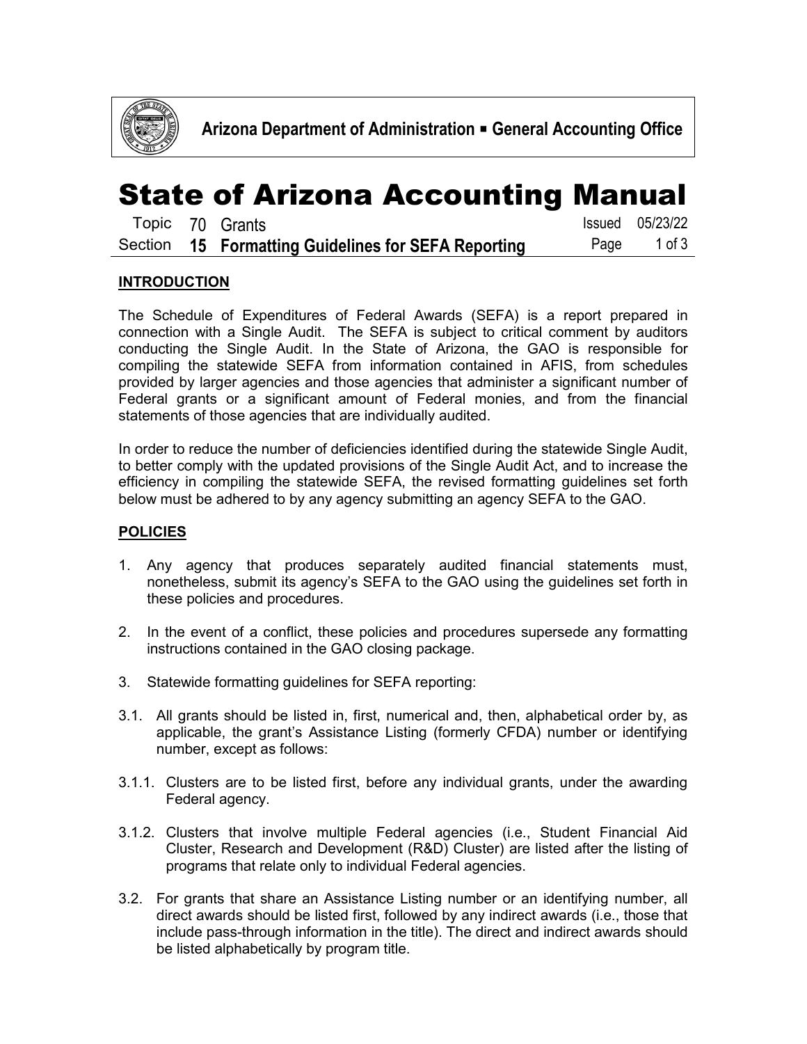# State of Arizona Accounting Manual

Topic 70 Grants

Section **15 Formatting Guidelines for SEFA Reporting**

Issued 05/23/22

## INTRODUCTION

The Schedule of Expenditures of Federal Awards (SEFA) is a report prepared in connection with a Single Audit. The SEFA is subject to critical comment by auditors conducting the Single Audit. In the State of Arizona, the GAO is responsible for compiling the statewide SEFA from information contained in AFIS, from schedules provided by larger agencies and those agencies that administer a significant number of Federal grants or a significant amount of Federal monies, and from the financial statements of those agencies that are individually audited.

In order to reduce the number of deficiencies identified during the statewide Single Audit, to better comply with the updated provisions of the Single Audit Act, and to increase the efficiency in compiling the statewide SEFA, the revised formatting guidelines set forth below must be adhered to by any agency submitting an agency SEFA to the GAO.

## POLICIES

1. Any agency that produces separately audited financial statements must, nonetheless, submit its agency's SEFA to the GAO using the guidelines set forth in these policies and procedures.

2. In the event of a conflict, these policies and procedures supersede any formatting instructions contained in the GAO closing package.

3. Statewide formatting guidelines for SEFA reporting:

3.1. All grants should be listed in, first, numerical and, then, alphabetical order by, as applicable, the grant's Assistance Listing (formerly CFDA) number or identifying number, except as follows:

3.1.1. Clusters are to be listed first, before any individual grants, under the awarding Federal agency.

3.1.2. Clusters that involve multiple Federal agencies (i.e., Student Financial Aid Cluster, Research and Development (R&D) Cluster) are listed after the listing of programs that relate only to individual Federal agencies.

3.2. For grants that share an Assistance Listing number or an identifying number, all direct awards should be listed first, followed by any indirect awards (i.e., those that include pass-through information in the title). The direct and indirect awards should be listed alphabetically by program title.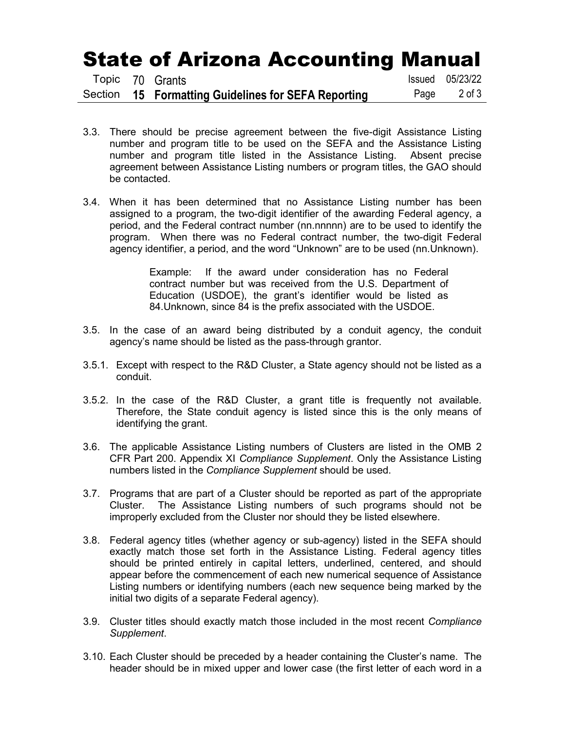3.3. There should be precise agreement between the five-digit Assistance Listing number and program title to be used on the SEFA and the Assistance Listing number and program title listed in the Assistance Listing. Absent precise agreement between Assistance Listing numbers or program titles, the GAO should be contacted.

3.4. When it has been determined that no Assistance Listing number has been assigned to a program, the two-digit identifier of the awarding Federal agency, a period, and the Federal contract number (nn.nnnnn) are to be used to identify the program. When there was no Federal contract number, the two-digit Federal agency identifier, a period, and the word "Unknown" are to be used (nn.Unknown).

> Example: If the award under consideration has no Federal contract number but was received from the U.S. Department of Education (USDOE), the grant's identifier would be listed as 84.Unknown, since 84 is the prefix associated with the USDOE.

3.5. In the case of an award being distributed by a conduit agency, the conduit agency's name should be listed as the pass-through grantor.

3.5.1. Except with respect to the R&D Cluster, a State agency should not be listed as a conduit.

3.5.2. In the case of the R&D Cluster, a grant title is frequently not available. Therefore, the State conduit agency is listed since this is the only means of identifying the grant.

3.6. The applicable Assistance Listing numbers of Clusters are listed in the OMB 2 CFR Part 200. Appendix XI *Compliance Supplement*. Only the Assistance Listing numbers listed in the *Compliance Supplement* should be used.

3.7. Programs that are part of a Cluster should be reported as part of the appropriate Cluster. The Assistance Listing numbers of such programs should not be improperly excluded from the Cluster nor should they be listed elsewhere.

3.8. Federal agency titles (whether agency or sub-agency) listed in the SEFA should exactly match those set forth in the Assistance Listing. Federal agency titles should be printed entirely in capital letters, underlined, centered, and should appear before the commencement of each new numerical sequence of Assistance Listing numbers or identifying numbers (each new sequence being marked by the initial two digits of a separate Federal agency).

3.9. Cluster titles should exactly match those included in the most recent *Compliance Supplement*.

3.10. Each Cluster should be preceded by a header containing the Cluster's name. The header should be in mixed upper and lower case (the first letter of each word in a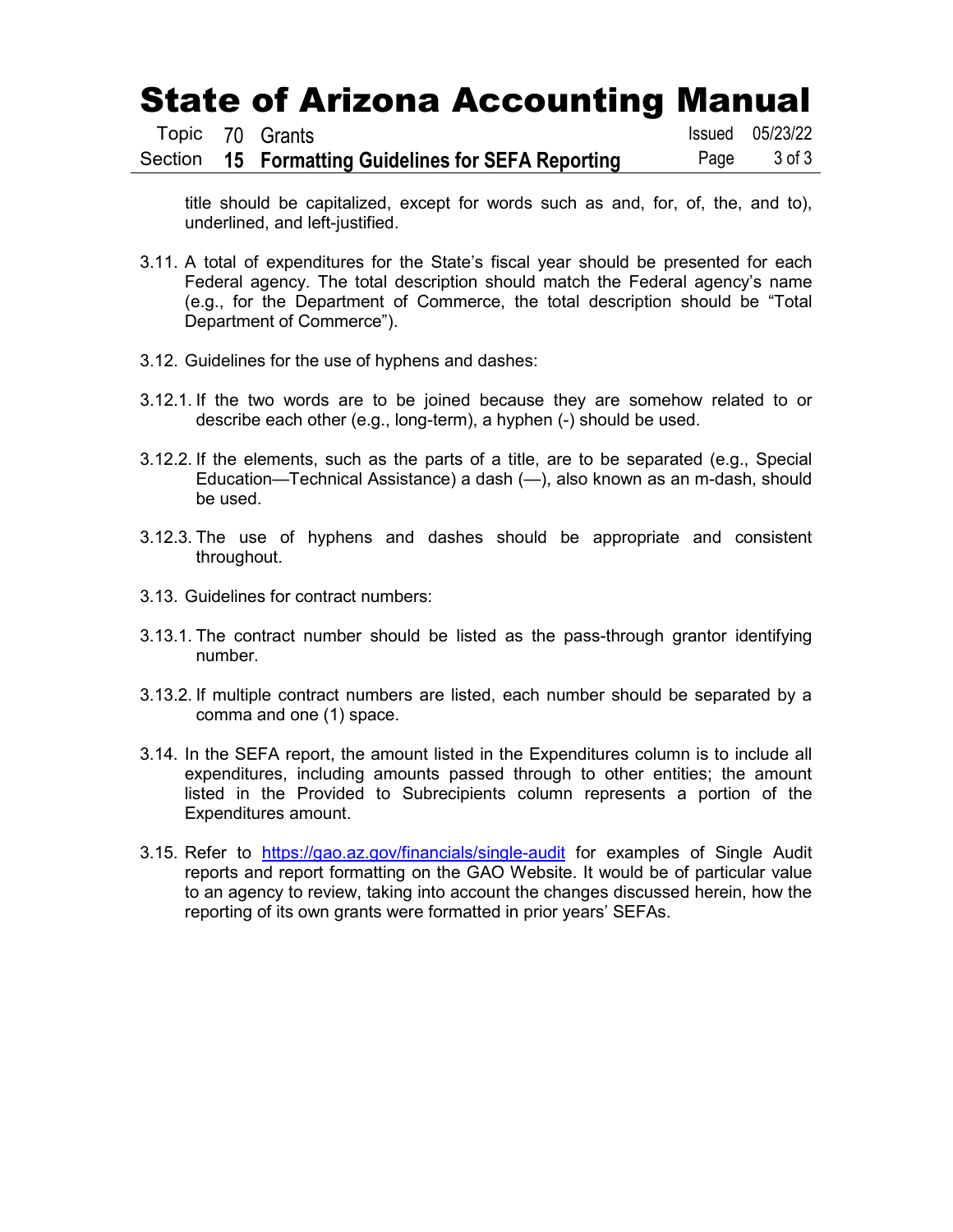title should be capitalized, except for words such as and, for, of, the, and to), underlined, and left-justified.

3.11. A total of expenditures for the State's fiscal year should be presented for each Federal agency. The total description should match the Federal agency's name (e.g., for the Department of Commerce, the total description should be "Total Department of Commerce").

3.12. Guidelines for the use of hyphens and dashes:

3.12.1. If the two words are to be joined because they are somehow related to or describe each other (e.g., long-term), a hyphen (-) should be used.

3.12.2. If the elements, such as the parts of a title, are to be separated (e.g., Special Education—Technical Assistance) a dash (—), also known as an m-dash, should be used.

3.12.3. The use of hyphens and dashes should be appropriate and consistent throughout.

3.13. Guidelines for contract numbers:

3.13.1. The contract number should be listed as the pass-through grantor identifying number.

3.13.2. If multiple contract numbers are listed, each number should be separated by a comma and one (1) space.

3.14. In the SEFA report, the amount listed in the Expenditures column is to include all expenditures, including amounts passed through to other entities; the amount listed in the Provided to Subrecipients column represents a portion of the Expenditures amount.

3.15. Refer to [https://gao.az.gov/financials/single-audit](https://gao.az.gov/financials/single-audit) for examples of Single Audit reports and report formatting on the GAO Website. It would be of particular value to an agency to review, taking into account the changes discussed herein, how the reporting of its own grants were formatted in prior years' SEFAs.